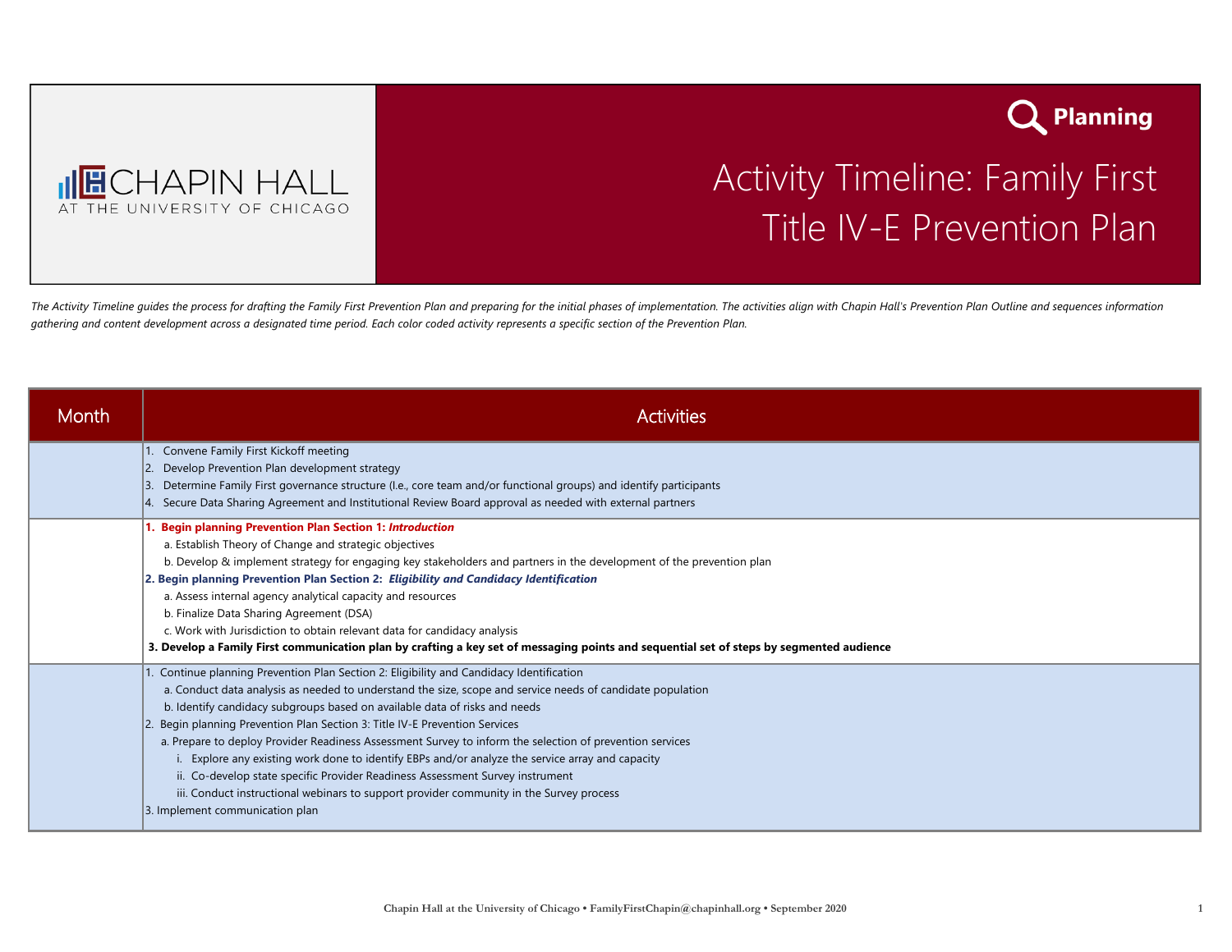CHAPIN HALL AT THE UNIVERSITY OF CHICAGO

Planning

# Activity Timeline: Family First Title IV-E Prevention Plan

*The Activity Timeline guides the process for drafting the Family First Prevention Plan and preparing for the initial phases of implementation. The activities align with Chapin Hall's Prevention Plan Outline and sequences information gathering and content development across a designated time period. Each color coded activity represents a specific section of the Prevention Plan.*

| Month | Activities |
|---|---|
| | 1. Convene Family First Kickoff meeting<br>2. Develop Prevention Plan development strategy<br>3. Determine Family First governance structure (I.e., core team and/or functional groups) and identify participants<br>4. Secure Data Sharing Agreement and Institutional Review Board approval as needed with external partners |
| | **1. Begin planning Prevention Plan Section 1: *Introduction***<br>a. Establish Theory of Change and strategic objectives<br>b. Develop & implement strategy for engaging key stakeholders and partners in the development of the prevention plan<br>**2. Begin planning Prevention Plan Section 2: *Eligibility and Candidacy Identification***<br>a. Assess internal agency analytical capacity and resources<br>b. Finalize Data Sharing Agreement (DSA)<br>c. Work with Jurisdiction to obtain relevant data for candidacy analysis<br>**3. Develop a Family First communication plan by crafting a key set of messaging points and sequential set of steps by segmented audience** |
| | 1. Continue planning Prevention Plan Section 2: Eligibility and Candidacy Identification<br>a. Conduct data analysis as needed to understand the size, scope and service needs of candidate population<br>b. Identify candidacy subgroups based on available data of risks and needs<br>2. Begin planning Prevention Plan Section 3: Title IV-E Prevention Services<br>a. Prepare to deploy Provider Readiness Assessment Survey to inform the selection of prevention services<br>i. Explore any existing work done to identify EBPs and/or analyze the service array and capacity<br>ii. Co-develop state specific Provider Readiness Assessment Survey instrument<br>iii. Conduct instructional webinars to support provider community in the Survey process<br>3. Implement communication plan |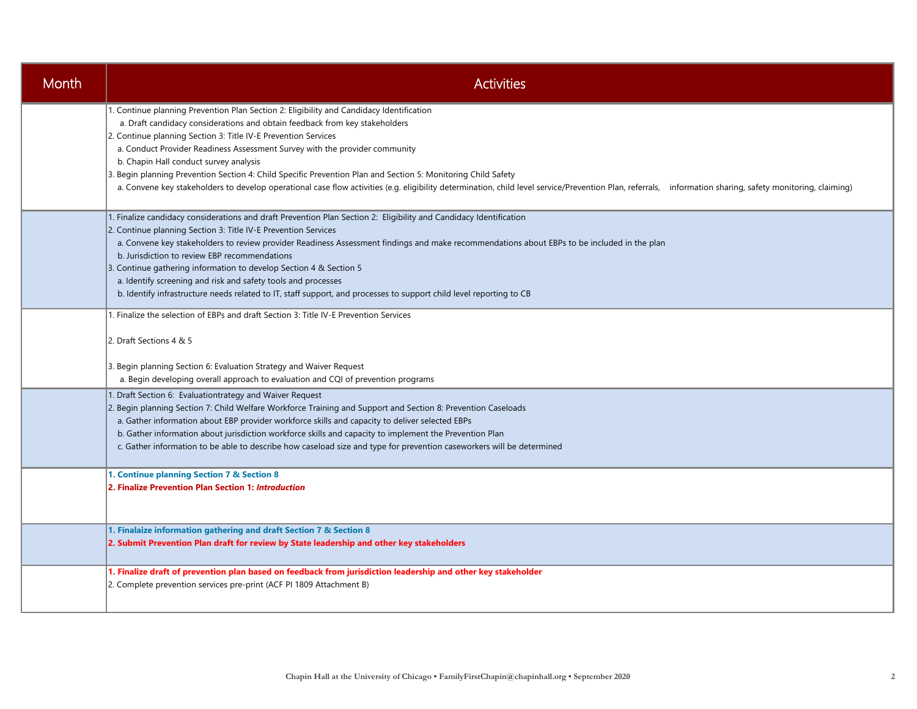| Month | Activities |
|---|---|
| | 1. Continue planning Prevention Plan Section 2: Eligibility and Candidacy Identification<br>a. Draft candidacy considerations and obtain feedback from key stakeholders<br>2. Continue planning Section 3: Title IV-E Prevention Services<br>a. Conduct Provider Readiness Assessment Survey with the provider community<br>b. Chapin Hall conduct survey analysis<br>3. Begin planning Prevention Section 4: Child Specific Prevention Plan and Section 5: Monitoring Child Safety<br>a. Convene key stakeholders to develop operational case flow activities (e.g. eligibility determination, child level service/Prevention Plan, referrals, information sharing, safety monitoring, claiming) |
| | 1. Finalize candidacy considerations and draft Prevention Plan Section 2: Eligibility and Candidacy Identification<br>2. Continue planning Section 3: Title IV-E Prevention Services<br>a. Convene key stakeholders to review provider Readiness Assessment findings and make recommendations about EBPs to be included in the plan<br>b. Jurisdiction to review EBP recommendations<br>3. Continue gathering information to develop Section 4 & Section 5<br>a. Identify screening and risk and safety tools and processes<br>b. Identify infrastructure needs related to IT, staff support, and processes to support child level reporting to CB |
| | 1. Finalize the selection of EBPs and draft Section 3: Title IV-E Prevention Services<br>2. Draft Sections 4 & 5<br>3. Begin planning Section 6: Evaluation Strategy and Waiver Request<br>a. Begin developing overall approach to evaluation and CQI of prevention programs |
| | 1. Draft Section 6: Evaluationtrategy and Waiver Request<br>2. Begin planning Section 7: Child Welfare Workforce Training and Support and Section 8: Prevention Caseloads<br>a. Gather information about EBP provider workforce skills and capacity to deliver selected EBPs<br>b. Gather information about jurisdiction workforce skills and capacity to implement the Prevention Plan<br>c. Gather information to be able to describe how caseload size and type for prevention caseworkers will be determined |
| | **1. Continue planning Section 7 & Section 8**<br>**2. Finalize Prevention Plan Section 1: *Introduction*** |
| | **1. Finalaize information gathering and draft Section 7 & Section 8**<br>**2. Submit Prevention Plan draft for review by State leadership and other key stakeholders** |
| | **1. Finalize draft of prevention plan based on feedback from jurisdiction leadership and other key stakeholder**<br>2. Complete prevention services pre-print (ACF PI 1809 Attachment B) |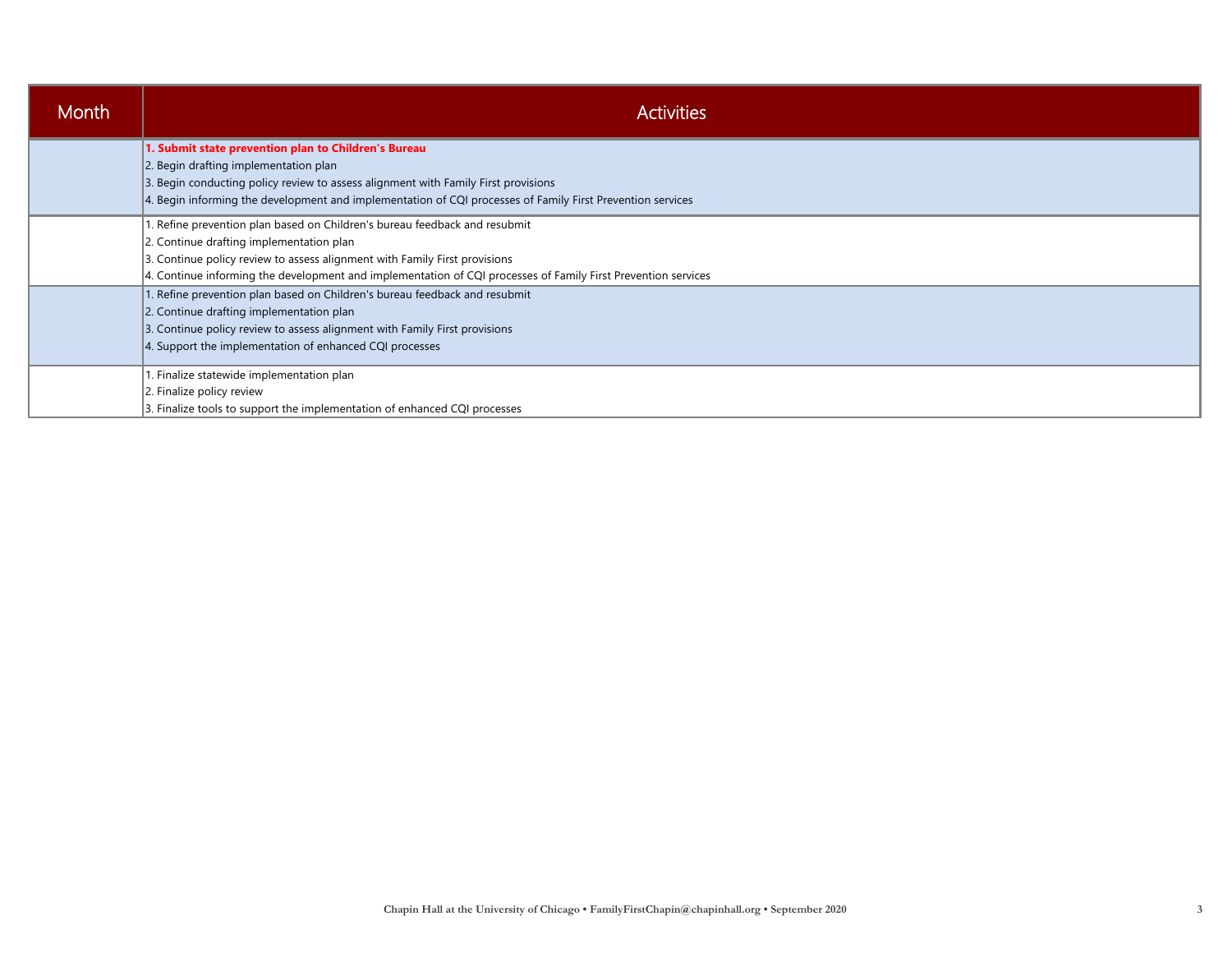| Month | Activities |
| --- | --- |
| | **1. Submit state prevention plan to Children's Bureau**<br>2. Begin drafting implementation plan<br>3. Begin conducting policy review to assess alignment with Family First provisions<br>4. Begin informing the development and implementation of CQI processes of Family First Prevention services |
| | 1. Refine prevention plan based on Children's bureau feedback and resubmit<br>2. Continue drafting implementation plan<br>3. Continue policy review to assess alignment with Family First provisions<br>4. Continue informing the development and implementation of CQI processes of Family First Prevention services |
| | 1. Refine prevention plan based on Children's bureau feedback and resubmit<br>2. Continue drafting implementation plan<br>3. Continue policy review to assess alignment with Family First provisions<br>4. Support the implementation of enhanced CQI processes |
| | 1. Finalize statewide implementation plan<br>2. Finalize policy review<br>3. Finalize tools to support the implementation of enhanced CQI processes |